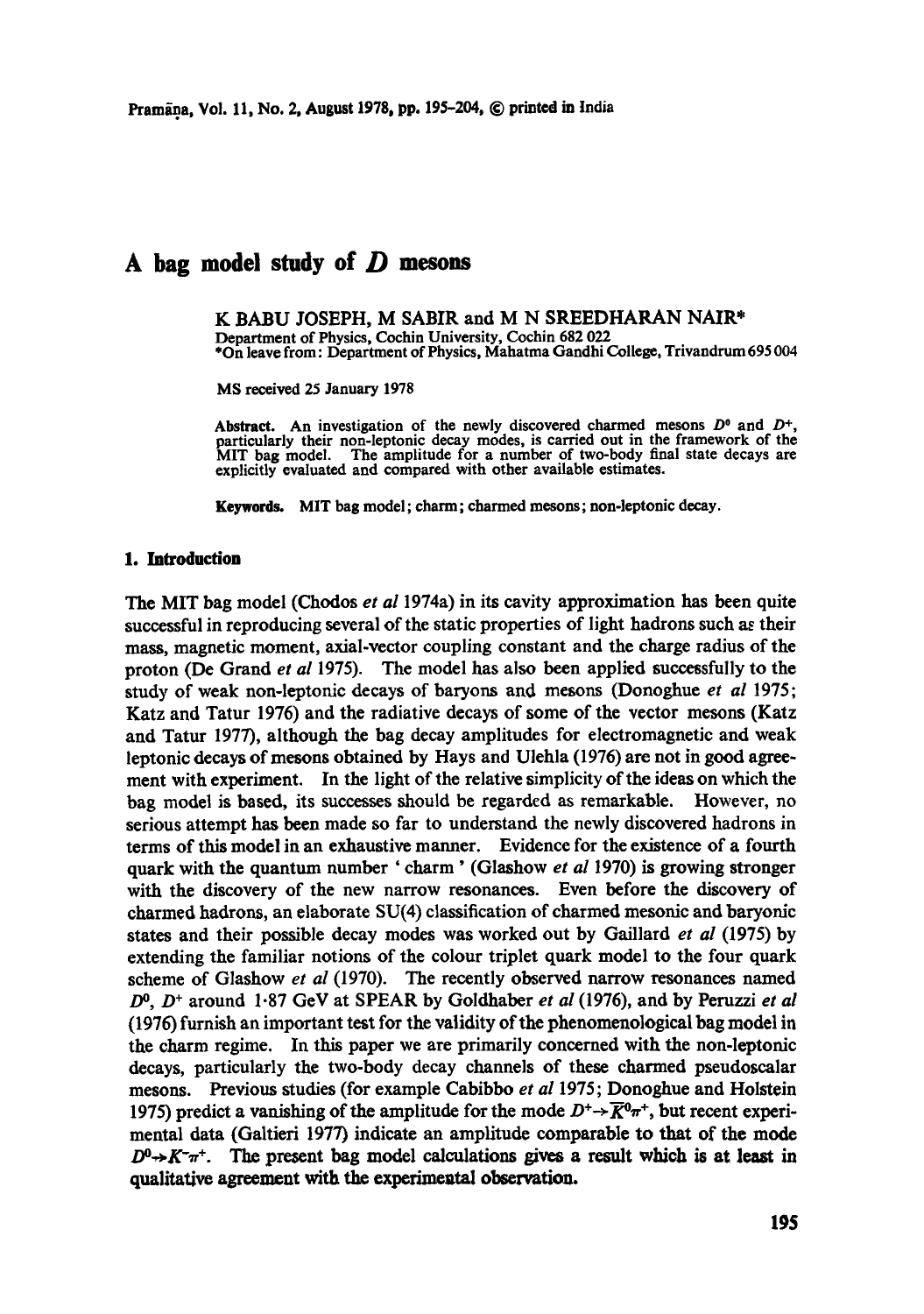# A bag model study of $D$ mesons

K BABU JOSEPH, M SABIR and M N SREEDHARAN NAIR*

Department of Physics, Cochin University, Cochin 682 022

*On leave from: Department of Physics, Mahatma Gandhi College, Trivandrum 695 004

MS received 25 January 1978

**Abstract.** An investigation of the newly discovered charmed mesons $D^0$ and $D^+$, particularly their non-leptonic decay modes, is carried out in the framework of the MIT bag model. The amplitude for a number of two-body final state decays are explicitly evaluated and compared with other available estimates.

**Keywords.** MIT bag model; charm; charmed mesons; non-leptonic decay.

## 1. Introduction

The MIT bag model (Chodos *et al* 1974a) in its cavity approximation has been quite successful in reproducing several of the static properties of light hadrons such as their mass, magnetic moment, axial-vector coupling constant and the charge radius of the proton (De Grand *et al* 1975). The model has also been applied successfully to the study of weak non-leptonic decays of baryons and mesons (Donoghue *et al* 1975; Katz and Tatur 1976) and the radiative decays of some of the vector mesons (Katz and Tatur 1977), although the bag decay amplitudes for electromagnetic and weak leptonic decays of mesons obtained by Hays and Ulehla (1976) are not in good agreement with experiment. In the light of the relative simplicity of the ideas on which the bag model is based, its successes should be regarded as remarkable. However, no serious attempt has been made so far to understand the newly discovered hadrons in terms of this model in an exhaustive manner. Evidence for the existence of a fourth quark with the quantum number 'charm' (Glashow *et al* 1970) is growing stronger with the discovery of the new narrow resonances. Even before the discovery of charmed hadrons, an elaborate SU(4) classification of charmed mesonic and baryonic states and their possible decay modes was worked out by Gaillard *et al* (1975) by extending the familiar notions of the colour triplet quark model to the four quark scheme of Glashow *et al* (1970). The recently observed narrow resonances named $D^0$, $D^+$ around 1·87 GeV at SPEAR by Goldhaber *et al* (1976), and by Peruzzi *et al* (1976) furnish an important test for the validity of the phenomenological bag model in the charm regime. In this paper we are primarily concerned with the non-leptonic decays, particularly the two-body decay channels of these charmed pseudoscalar mesons. Previous studies (for example Cabibbo *et al* 1975; Donoghue and Holstein 1975) predict a vanishing of the amplitude for the mode $D^+ \to \bar{K}^0 \pi^+$, but recent experimental data (Galtieri 1977) indicate an amplitude comparable to that of the mode $D^0 \to K^- \pi^+$. The present bag model calculations gives a result which is at least in qualitative agreement with the experimental observation.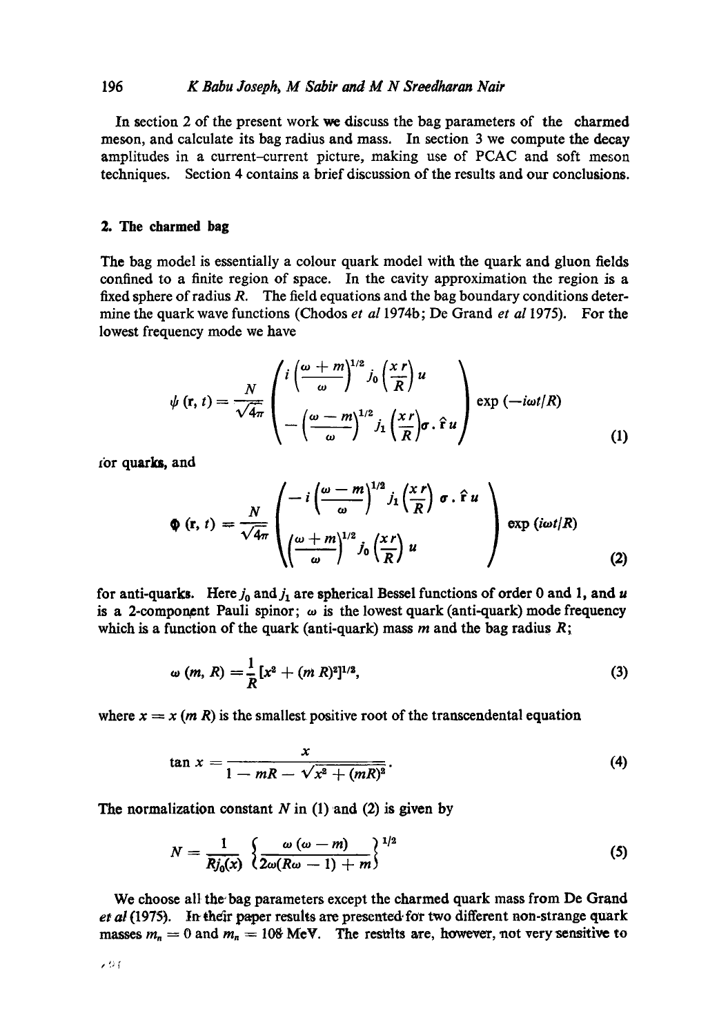In section 2 of the present work we discuss the bag parameters of the charmed meson, and calculate its bag radius and mass. In section 3 we compute the decay amplitudes in a current-current picture, making use of PCAC and soft meson techniques. Section 4 contains a brief discussion of the results and our conclusions.

## 2. The charmed bag

The bag model is essentially a colour quark model with the quark and gluon fields confined to a finite region of space. In the cavity approximation the region is a fixed sphere of radius $R$. The field equations and the bag boundary conditions determine the quark wave functions (Chodos *et al* 1974b; De Grand *et al* 1975). For the lowest frequency mode we have

$$\psi(\mathbf{r}, t) = \frac{N}{\sqrt{4\pi}} \begin{pmatrix} i\left(\frac{\omega + m}{\omega}\right)^{1/2} j_0\left(\frac{x\,r}{R}\right) u \\ -\left(\frac{\omega - m}{\omega}\right)^{1/2} j_1\left(\frac{x\,r}{R}\right) \sigma \cdot \hat{\mathbf{r}}\, u \end{pmatrix} \exp(-i\omega t/R) \tag{1}$$

for quarks, and

$$\Phi(\mathbf{r}, t) = \frac{N}{\sqrt{4\pi}} \begin{pmatrix} -i\left(\frac{\omega - m}{\omega}\right)^{1/2} j_1\left(\frac{x\,r}{R}\right) \sigma \cdot \hat{\mathbf{r}}\, u \\ \left(\frac{\omega + m}{\omega}\right)^{1/2} j_0\left(\frac{x\,r}{R}\right) u \end{pmatrix} \exp(i\omega t/R) \tag{2}$$

for anti-quarks. Here $j_0$ and $j_1$ are spherical Bessel functions of order 0 and 1, and $u$ is a 2-component Pauli spinor; $\omega$ is the lowest quark (anti-quark) mode frequency which is a function of the quark (anti-quark) mass $m$ and the bag radius $R$;

$$\omega(m, R) = \frac{1}{R}\left[x^2 + (m\,R)^2\right]^{1/2}, \tag{3}$$

where $x = x\,(m\,R)$ is the smallest positive root of the transcendental equation

$$\tan x = \frac{x}{1 - mR - \sqrt{x^2 + (mR)^2}}. \tag{4}$$

The normalization constant $N$ in (1) and (2) is given by

$$N = \frac{1}{R j_0(x)} \left\{\frac{\omega(\omega - m)}{2\omega(R\omega - 1) + m}\right\}^{1/2} \tag{5}$$

We choose all the bag parameters except the charmed quark mass from De Grand *et al* (1975). In their paper results are presented for two different non-strange quark masses $m_n = 0$ and $m_n = 108$ MeV. The results are, however, not very sensitive to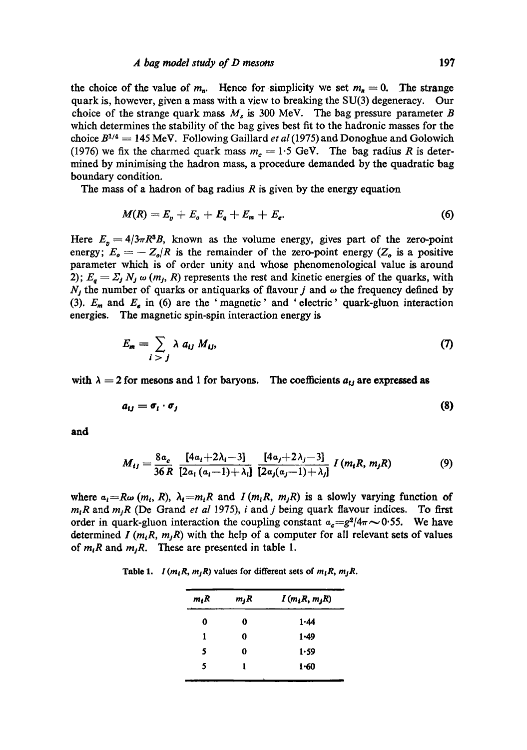the choice of the value of $m_n$. Hence for simplicity we set $m_n = 0$. The strange quark is, however, given a mass with a view to breaking the SU(3) degeneracy. Our choice of the strange quark mass $M_s$ is 300 MeV. The bag pressure parameter $B$ which determines the stability of the bag gives best fit to the hadronic masses for the choice $B^{1/4} = 145$ MeV. Following Gaillard *et al* (1975) and Donoghue and Golowich (1976) we fix the charmed quark mass $m_c = 1{\cdot}5$ GeV. The bag radius $R$ is determined by minimising the hadron mass, a procedure demanded by the quadratic bag boundary condition.

The mass of a hadron of bag radius $R$ is given by the energy equation

$$M(R) = E_v + E_o + E_q + E_m + E_e. \tag{6}$$

Here $E_v = 4/3\pi R^3 B$, known as the volume energy, gives part of the zero-point energy; $E_o = -Z_o/R$ is the remainder of the zero-point energy ($Z_o$ is a positive parameter which is of order unity and whose phenomenological value is around 2); $E_q = \Sigma_j N_j \, \omega(m_j, R)$ represents the rest and kinetic energies of the quarks, with $N_j$ the number of quarks or antiquarks of flavour $j$ and $\omega$ the frequency defined by (3). $E_m$ and $E_e$ in (6) are the 'magnetic' and 'electric' quark-gluon interaction energies. The magnetic spin-spin interaction energy is

$$E_m = \sum_{i>j} \lambda \, a_{ij} \, M_{ij}, \tag{7}$$

with $\lambda = 2$ for mesons and 1 for baryons. The coefficients $a_{ij}$ are expressed as

$$a_{ij} = \boldsymbol{\sigma}_i \cdot \boldsymbol{\sigma}_j \tag{8}$$

and

$$M_{ij} = \frac{8\alpha_c}{36R} \, \frac{[4\alpha_i + 2\lambda_i - 3]}{[2\alpha_i(\alpha_i - 1) + \lambda_i]} \, \frac{[4\alpha_j + 2\lambda_j - 3]}{[2\alpha_j(\alpha_j - 1) + \lambda_j]} \, I(m_i R, m_j R) \tag{9}$$

where $\alpha_i = R\omega(m_i, R)$, $\lambda_i = m_i R$ and $I(m_i R, m_j R)$ is a slowly varying function of $m_i R$ and $m_j R$ (De Grand *et al* 1975), $i$ and $j$ being quark flavour indices. To first order in quark-gluon interaction the coupling constant $\alpha_c = g^2/4\pi \sim 0{\cdot}55$. We have determined $I(m_i R, m_j R)$ with the help of a computer for all relevant sets of values of $m_i R$ and $m_j R$. These are presented in table 1.

**Table 1.** $I(m_i R, m_j R)$ values for different sets of $m_i R$, $m_j R$.

| $m_i R$ | $m_j R$ | $I(m_i R, m_j R)$ |
|---|---|---|
| 0 | 0 | 1·44 |
| 1 | 0 | 1·49 |
| 5 | 0 | 1·59 |
| 5 | 1 | 1·60 |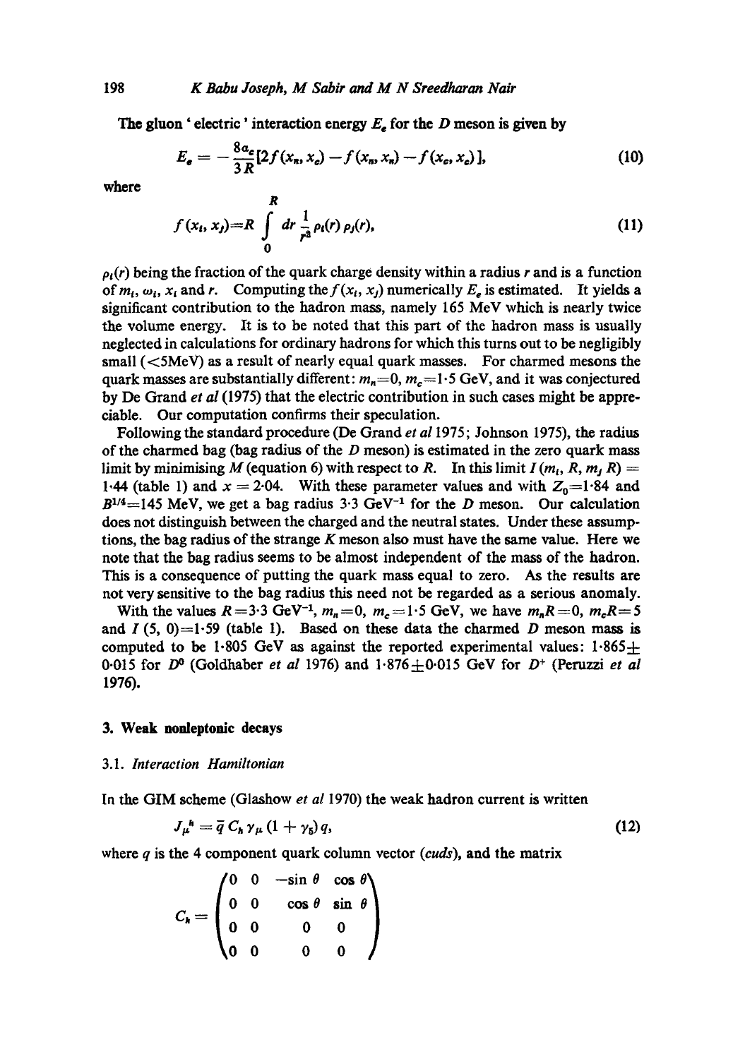The gluon 'electric' interaction energy $E_e$ for the $D$ meson is given by

$$E_e = -\frac{8\alpha_c}{3R}[2f(x_n, x_c) - f(x_n, x_n) - f(x_c, x_c)], \tag{10}$$

where

$$f(x_i, x_j) = R \int_0^R dr \frac{1}{r^2} \rho_i(r) \rho_j(r), \tag{11}$$

$\rho_i(r)$ being the fraction of the quark charge density within a radius $r$ and is a function of $m_i$, $\omega_i$, $x_i$ and $r$. Computing the $f(x_i, x_j)$ numerically $E_e$ is estimated. It yields a significant contribution to the hadron mass, namely 165 MeV which is nearly twice the volume energy. It is to be noted that this part of the hadron mass is usually neglected in calculations for ordinary hadrons for which this turns out to be negligibly small ($<$5MeV) as a result of nearly equal quark masses. For charmed mesons the quark masses are substantially different: $m_n=0$, $m_c=1\cdot5$ GeV, and it was conjectured by De Grand *et al* (1975) that the electric contribution in such cases might be appreciable. Our computation confirms their speculation.

Following the standard procedure (De Grand *et al* 1975; Johnson 1975), the radius of the charmed bag (bag radius of the $D$ meson) is estimated in the zero quark mass limit by minimising $M$ (equation 6) with respect to $R$. In this limit $I(m_i, R, m_j R) = 1\cdot44$ (table 1) and $x = 2\cdot04$. With these parameter values and with $Z_0=1\cdot84$ and $B^{1/4}=145$ MeV, we get a bag radius $3\cdot3$ GeV$^{-1}$ for the $D$ meson. Our calculation does not distinguish between the charged and the neutral states. Under these assumptions, the bag radius of the strange $K$ meson also must have the same value. Here we note that the bag radius seems to be almost independent of the mass of the hadron. This is a consequence of putting the quark mass equal to zero. As the results are not very sensitive to the bag radius this need not be regarded as a serious anomaly.

With the values $R=3\cdot3$ GeV$^{-1}$, $m_n=0$, $m_c=1\cdot5$ GeV, we have $m_nR=0$, $m_cR=5$ and $I(5, 0)=1\cdot59$ (table 1). Based on these data the charmed $D$ meson mass is computed to be $1\cdot805$ GeV as against the reported experimental values: $1\cdot865\pm0\cdot015$ for $D^0$ (Goldhaber *et al* 1976) and $1\cdot876\pm0\cdot015$ GeV for $D^+$ (Peruzzi *et al* 1976).

## 3. Weak nonleptonic decays

### 3.1. *Interaction Hamiltonian*

In the GIM scheme (Glashow *et al* 1970) the weak hadron current is written

$$J_\mu^h = \bar{q}\, C_h \gamma_\mu (1+\gamma_5) q, \tag{12}$$

where $q$ is the 4 component quark column vector ($cuds$), and the matrix

$$C_h = \begin{pmatrix} 0 & 0 & -\sin\theta & \cos\theta \\ 0 & 0 & \cos\theta & \sin\theta \\ 0 & 0 & 0 & 0 \\ 0 & 0 & 0 & 0 \end{pmatrix}$$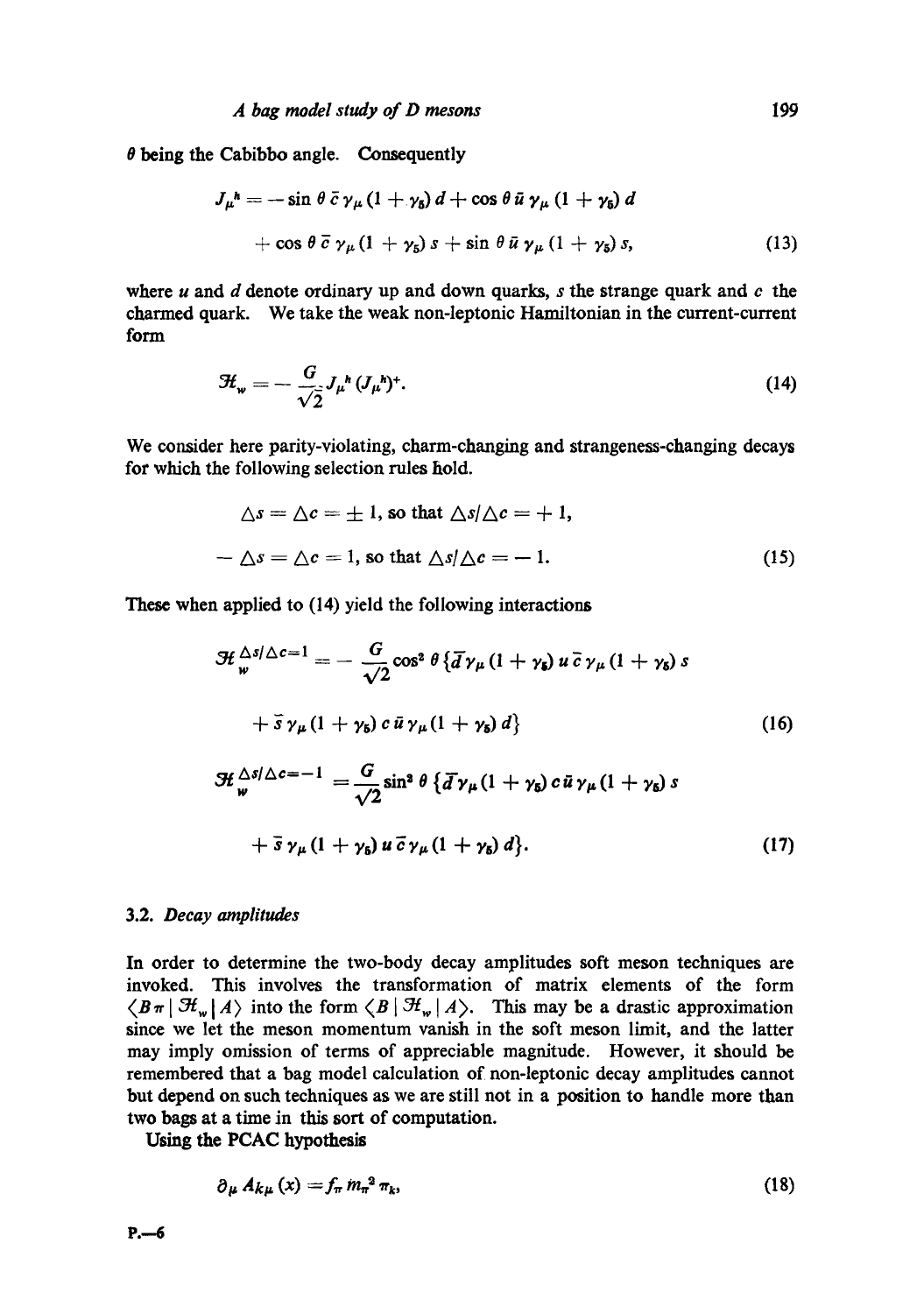$\theta$ being the Cabibbo angle. Consequently

$$J_\mu^h = -\sin\theta\, \bar{c}\, \gamma_\mu (1 + \gamma_5)\, d + \cos\theta\, \bar{u}\, \gamma_\mu (1 + \gamma_5)\, d$$

$$+ \cos\theta\, \bar{c}\, \gamma_\mu (1 + \gamma_5)\, s + \sin\theta\, \bar{u}\, \gamma_\mu (1 + \gamma_5)\, s, \tag{13}$$

where $u$ and $d$ denote ordinary up and down quarks, $s$ the strange quark and $c$ the charmed quark. We take the weak non-leptonic Hamiltonian in the current-current form

$$\mathcal{H}_w = -\frac{G}{\sqrt{2}} J_\mu^h (J_\mu^h)^+. \tag{14}$$

We consider here parity-violating, charm-changing and strangeness-changing decays for which the following selection rules hold.

$$\triangle s = \triangle c = \pm 1, \text{ so that } \triangle s/\triangle c = +1,$$

$$-\triangle s = \triangle c = 1, \text{ so that } \triangle s/\triangle c = -1. \tag{15}$$

These when applied to (14) yield the following interactions

$$\mathcal{H}_w^{\Delta s/\Delta c=1} = -\frac{G}{\sqrt{2}} \cos^2\theta \{\bar{d}\gamma_\mu (1 + \gamma_5)\, u\, \bar{c}\, \gamma_\mu (1 + \gamma_5)\, s$$

$$+ \bar{s}\, \gamma_\mu (1 + \gamma_5)\, c\, \bar{u}\, \gamma_\mu (1 + \gamma_5)\, d\} \tag{16}$$

$$\mathcal{H}_w^{\Delta s/\Delta c=-1} = \frac{G}{\sqrt{2}} \sin^2\theta \{\bar{d}\gamma_\mu (1 + \gamma_5)\, c\, \bar{u}\, \gamma_\mu (1 + \gamma_5)\, s$$

$$+ \bar{s}\, \gamma_\mu (1 + \gamma_5)\, u\, \bar{c}\, \gamma_\mu (1 + \gamma_5)\, d\}. \tag{17}$$

### 3.2. *Decay amplitudes*

In order to determine the two-body decay amplitudes soft meson techniques are invoked. This involves the transformation of matrix elements of the form $\langle B\pi \,|\, \mathcal{H}_w \,|\, A\rangle$ into the form $\langle B \,|\, \mathcal{H}_w \,|\, A\rangle$. This may be a drastic approximation since we let the meson momentum vanish in the soft meson limit, and the latter may imply omission of terms of appreciable magnitude. However, it should be remembered that a bag model calculation of non-leptonic decay amplitudes cannot but depend on such techniques as we are still not in a position to handle more than two bags at a time in this sort of computation.

Using the PCAC hypothesis

$$\partial_\mu A_{k\mu}(x) = f_\pi m_\pi^2 \pi_k, \tag{18}$$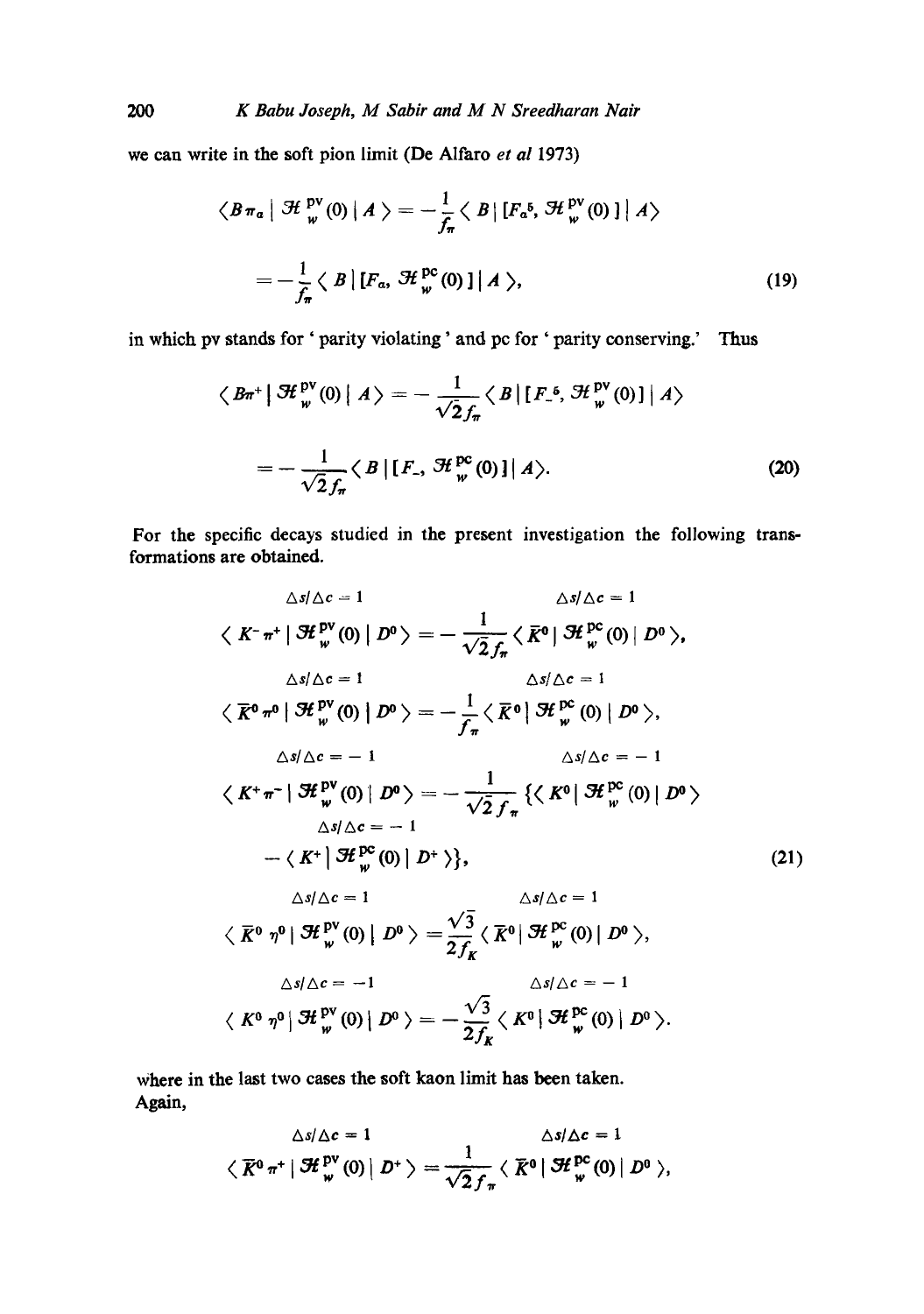we can write in the soft pion limit (De Alfaro *et al* 1973)

$$\langle B\pi_a \mid \mathcal{H}_w^{\mathrm{pv}}(0) \mid A \rangle = -\frac{1}{f_\pi} \langle B \mid [F_a{}^5, \mathcal{H}_w^{\mathrm{pv}}(0)] \mid A \rangle$$

$$= -\frac{1}{f_\pi} \langle B \mid [F_a, \mathcal{H}_w^{\mathrm{pc}}(0)] \mid A \rangle, \tag{19}$$

in which pv stands for 'parity violating' and pc for 'parity conserving.' Thus

$$\langle B\pi^+ \mid \mathcal{H}_w^{\mathrm{pv}}(0) \mid A \rangle = -\frac{1}{\sqrt{2} f_\pi} \langle B \mid [F_-{}^5, \mathcal{H}_w^{\mathrm{pv}}(0)] \mid A \rangle$$

$$= -\frac{1}{\sqrt{2} f_\pi} \langle B \mid [F_-, \mathcal{H}_w^{\mathrm{pc}}(0)] \mid A \rangle. \tag{20}$$

For the specific decays studied in the present investigation the following transformations are obtained.

$$\langle K^- \pi^+ \mid \mathcal{H}_w^{\mathrm{pv}}(0) \mid D^0 \rangle_{\Delta s/\Delta c = 1} = -\frac{1}{\sqrt{2} f_\pi} \langle \bar{K}^0 \mid \mathcal{H}_w^{\mathrm{pc}}(0) \mid D^0 \rangle_{\Delta s/\Delta c = 1},$$

$$\langle \bar{K}^0 \pi^0 \mid \mathcal{H}_w^{\mathrm{pv}}(0) \mid D^0 \rangle_{\Delta s/\Delta c = 1} = -\frac{1}{f_\pi} \langle \bar{K}^0 \mid \mathcal{H}_w^{\mathrm{pc}}(0) \mid D^0 \rangle_{\Delta s/\Delta c = 1},$$

$$\langle K^+ \pi^- \mid \mathcal{H}_w^{\mathrm{pv}}(0) \mid D^0 \rangle_{\Delta s/\Delta c = -1} = -\frac{1}{\sqrt{2} f_\pi} \{ \langle K^0 \mid \mathcal{H}_w^{\mathrm{pc}}(0) \mid D^0 \rangle_{\Delta s/\Delta c = -1}$$

$$- \langle K^+ \mid \mathcal{H}_w^{\mathrm{pc}}(0) \mid D^+ \rangle_{\Delta s/\Delta c = -1} \}, \tag{21}$$

$$\langle \bar{K}^0 \eta^0 \mid \mathcal{H}_w^{\mathrm{pv}}(0) \mid D^0 \rangle_{\Delta s/\Delta c = 1} = \frac{\sqrt{3}}{2 f_K} \langle \bar{K}^0 \mid \mathcal{H}_w^{\mathrm{pc}}(0) \mid D^0 \rangle_{\Delta s/\Delta c = 1},$$

$$\langle K^0 \eta^0 \mid \mathcal{H}_w^{\mathrm{pv}}(0) \mid D^0 \rangle_{\Delta s/\Delta c = -1} = -\frac{\sqrt{3}}{2 f_K} \langle K^0 \mid \mathcal{H}_w^{\mathrm{pc}}(0) \mid D^0 \rangle_{\Delta s/\Delta c = -1}.$$

where in the last two cases the soft kaon limit has been taken.

Again,

$$\langle \bar{K}^0 \pi^+ \mid \mathcal{H}_w^{\mathrm{pv}}(0) \mid D^+ \rangle_{\Delta s/\Delta c = 1} = \frac{1}{\sqrt{2} f_\pi} \langle \bar{K}^0 \mid \mathcal{H}_w^{\mathrm{pc}}(0) \mid D^0 \rangle_{\Delta s/\Delta c = 1},$$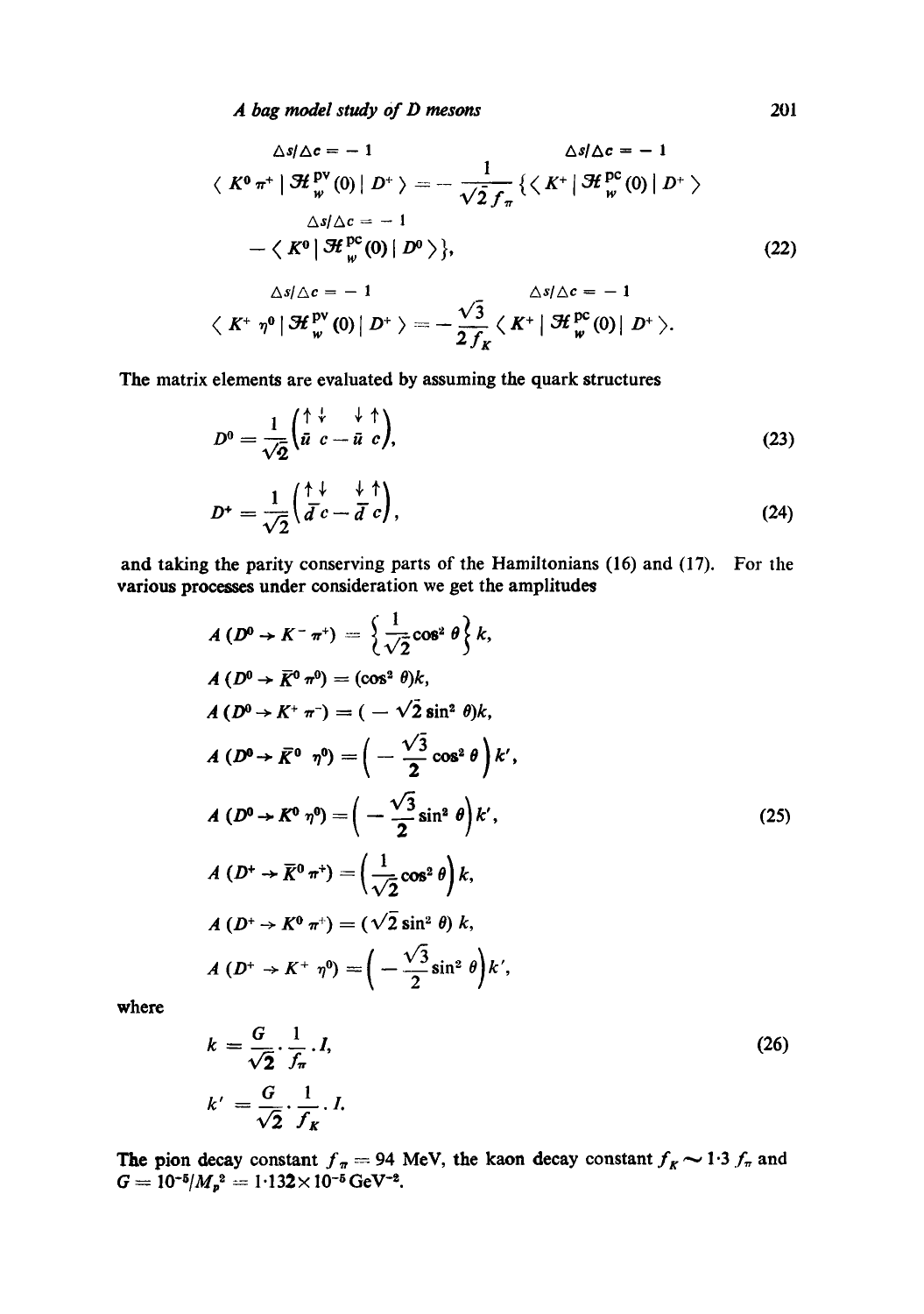$$\langle K^0 \pi^+ | \overset{\Delta s/\Delta c = -1}{\mathcal{H}_w^{pv}(0)} | D^+ \rangle = -\frac{1}{\sqrt{2} f_\pi} \{ \langle K^+ | \overset{\Delta s/\Delta c = -1}{\mathcal{H}_w^{pc}(0)} | D^+ \rangle$$

$$- \langle K^0 | \overset{\Delta s/\Delta c = -1}{\mathcal{H}_w^{pc}(0)} | D^0 \rangle \}, \tag{22}$$

$$\langle K^+ \eta^0 | \overset{\Delta s/\Delta c = -1}{\mathcal{H}_w^{pv}(0)} | D^+ \rangle = -\frac{\sqrt{3}}{2 f_K} \langle K^+ | \overset{\Delta s/\Delta c = -1}{\mathcal{H}_w^{pc}(0)} | D^+ \rangle.$$

The matrix elements are evaluated by assuming the quark structures

$$D^0 = \frac{1}{\sqrt{2}} \left( \overset{\uparrow}{\bar{u}} \overset{\downarrow}{c} - \overset{\downarrow}{\bar{u}} \overset{\uparrow}{c} \right), \tag{23}$$

$$D^+ = \frac{1}{\sqrt{2}} \left( \overset{\uparrow}{\bar{d}} \overset{\downarrow}{c} - \overset{\downarrow}{\bar{d}} \overset{\uparrow}{c} \right), \tag{24}$$

and taking the parity conserving parts of the Hamiltonians (16) and (17). For the various processes under consideration we get the amplitudes

$$\begin{aligned}
A(D^0 \to K^- \pi^+) &= \left\{ \frac{1}{\sqrt{2}} \cos^2 \theta \right\} k, \\
A(D^0 \to \bar{K}^0 \pi^0) &= (\cos^2 \theta) k, \\
A(D^0 \to K^+ \pi^-) &= (-\sqrt{2} \sin^2 \theta) k, \\
A(D^0 \to \bar{K}^0 \eta^0) &= \left( -\frac{\sqrt{3}}{2} \cos^2 \theta \right) k', \\
A(D^0 \to K^0 \eta^0) &= \left( -\frac{\sqrt{3}}{2} \sin^2 \theta \right) k', \\
A(D^+ \to \bar{K}^0 \pi^+) &= \left( \frac{1}{\sqrt{2}} \cos^2 \theta \right) k, \\
A(D^+ \to K^0 \pi^+) &= (\sqrt{2} \sin^2 \theta)\, k, \\
A(D^+ \to K^+ \eta^0) &= \left( -\frac{\sqrt{3}}{2} \sin^2 \theta \right) k',
\end{aligned} \tag{25}$$

where

$$k = \frac{G}{\sqrt{2}} \cdot \frac{1}{f_\pi} \cdot I, \tag{26}$$

$$k' = \frac{G}{\sqrt{2}} \cdot \frac{1}{f_K} \cdot I.$$

The pion decay constant $f_\pi = 94$ MeV, the kaon decay constant $f_K \sim 1 \cdot 3\, f_\pi$ and $G = 10^{-5}/M_p^2 = 1 \cdot 132 \times 10^{-5}\,\text{GeV}^{-2}$.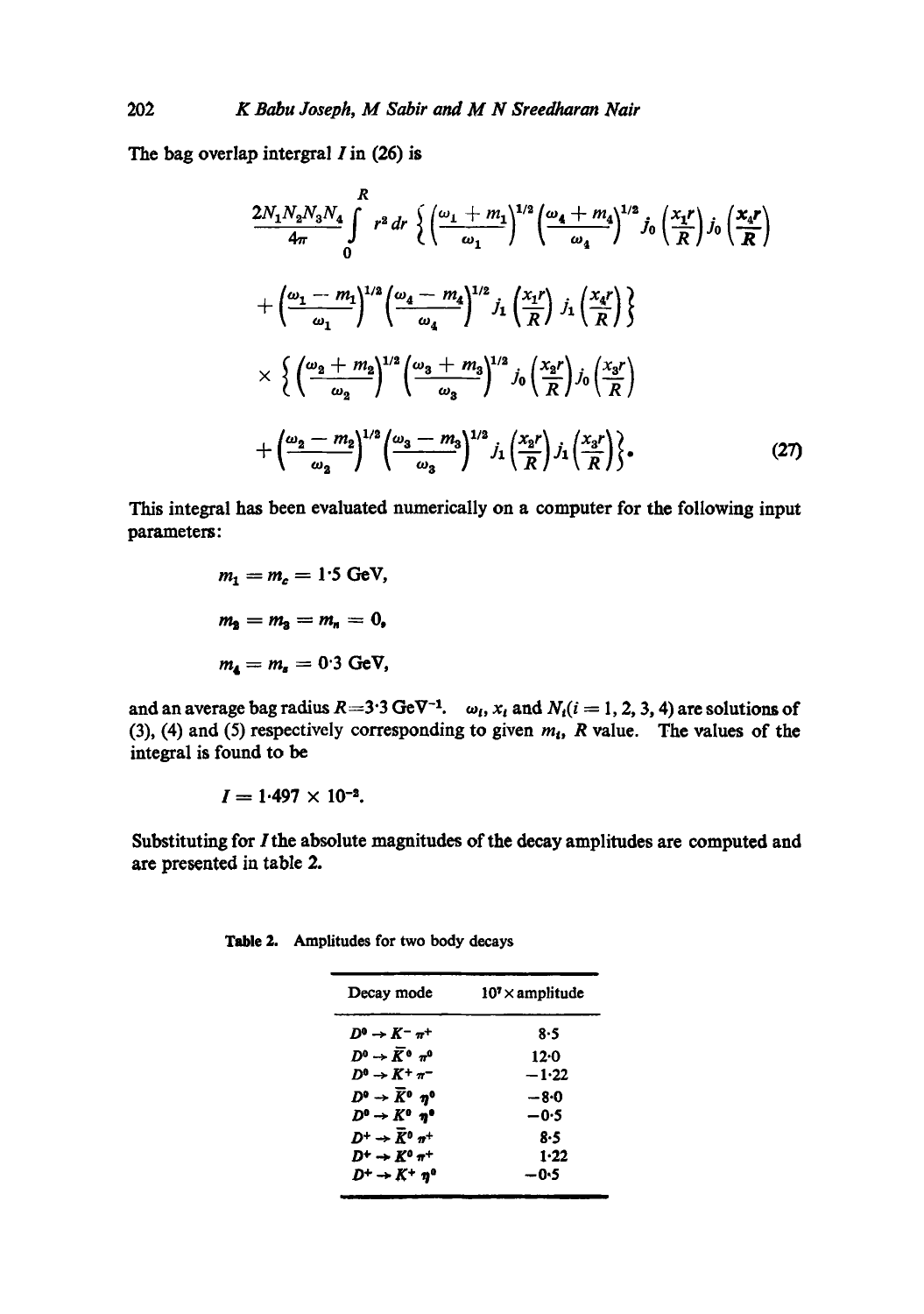The bag overlap intergral $I$ in (26) is

$$\frac{2N_1N_2N_3N_4}{4\pi}\int_0^R r^2\,dr\left\{\left(\frac{\omega_1+m_1}{\omega_1}\right)^{1/2}\left(\frac{\omega_4+m_4}{\omega_4}\right)^{1/2} j_0\left(\frac{x_1r}{R}\right)j_0\left(\frac{x_4r}{R}\right)\right.$$

$$\left.+\left(\frac{\omega_1-m_1}{\omega_1}\right)^{1/2}\left(\frac{\omega_4-m_4}{\omega_4}\right)^{1/2} j_1\left(\frac{x_1r}{R}\right)j_1\left(\frac{x_4r}{R}\right)\right\}$$

$$\times\left\{\left(\frac{\omega_2+m_2}{\omega_2}\right)^{1/2}\left(\frac{\omega_3+m_3}{\omega_3}\right)^{1/2} j_0\left(\frac{x_2r}{R}\right)j_0\left(\frac{x_3r}{R}\right)\right.$$

$$\left.+\left(\frac{\omega_2-m_2}{\omega_2}\right)^{1/2}\left(\frac{\omega_3-m_3}{\omega_3}\right)^{1/2} j_1\left(\frac{x_2r}{R}\right)j_1\left(\frac{x_3r}{R}\right)\right\}. \tag{27}$$

This integral has been evaluated numerically on a computer for the following input parameters:

$$m_1 = m_c = 1{\cdot}5 \text{ GeV},$$

$$m_2 = m_3 = m_n = 0,$$

$$m_4 = m_s = 0{\cdot}3 \text{ GeV},$$

and an average bag radius $R = 3{\cdot}3$ GeV$^{-1}$. $\omega_i$, $x_i$ and $N_i (i = 1, 2, 3, 4)$ are solutions of (3), (4) and (5) respectively corresponding to given $m_i$, $R$ value. The values of the integral is found to be

$$I = 1{\cdot}497 \times 10^{-2}.$$

Substituting for $I$ the absolute magnitudes of the decay amplitudes are computed and are presented in table 2.

**Table 2.** Amplitudes for two body decays

| Decay mode | $10^7 \times$ amplitude |
|---|---|
| $D^0 \to K^- \pi^+$ | 8·5 |
| $D^0 \to \bar{K}^0 \pi^0$ | 12·0 |
| $D^0 \to K^+ \pi^-$ | −1·22 |
| $D^0 \to \bar{K}^0 \eta^0$ | −8·0 |
| $D^0 \to K^0 \eta^0$ | −0·5 |
| $D^+ \to \bar{K}^0 \pi^+$ | 8·5 |
| $D^+ \to K^0 \pi^+$ | 1·22 |
| $D^+ \to K^+ \eta^0$ | −0·5 |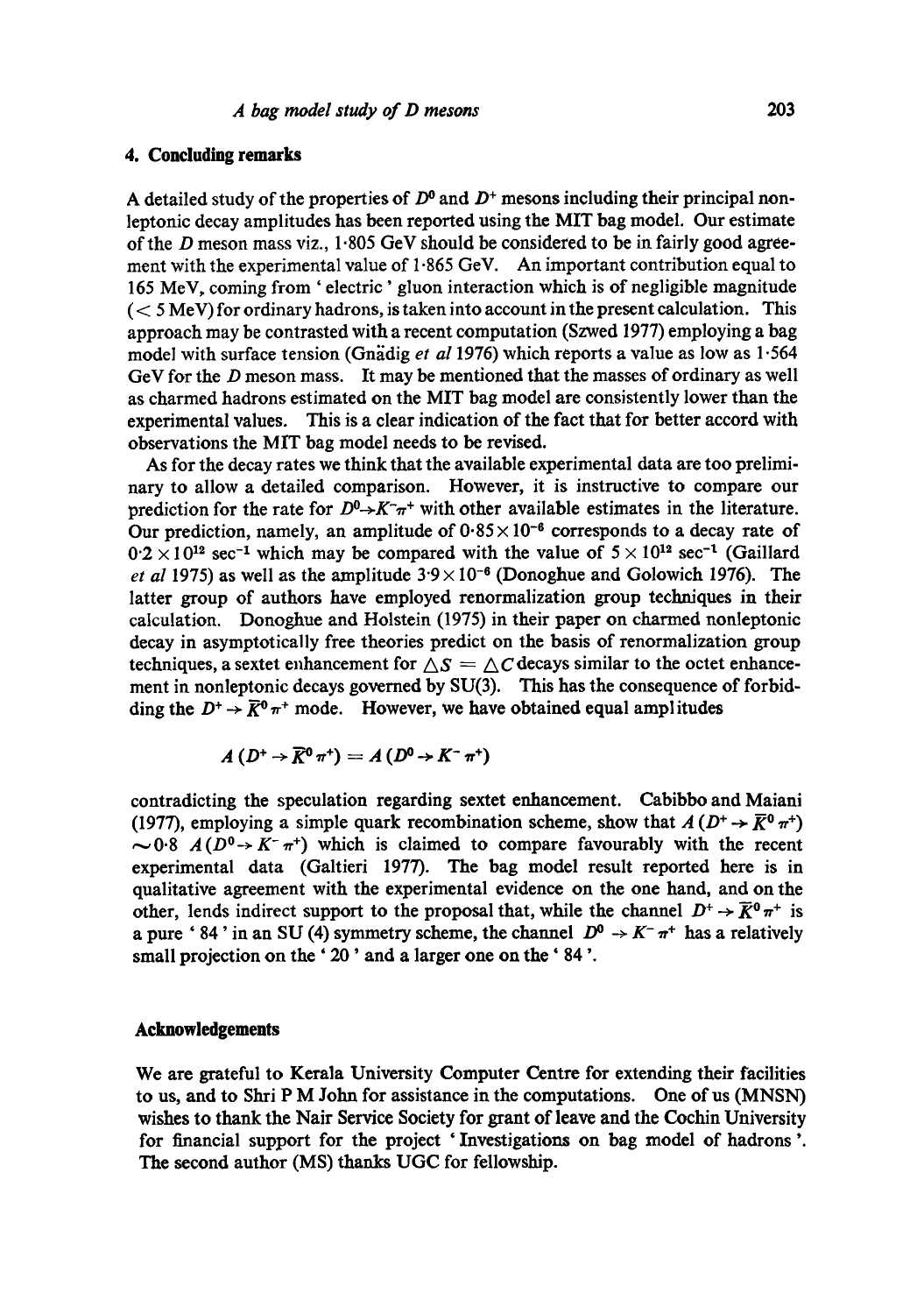## 4. Concluding remarks

A detailed study of the properties of $D^0$ and $D^+$ mesons including their principal non-leptonic decay amplitudes has been reported using the MIT bag model. Our estimate of the $D$ meson mass viz., 1·805 GeV should be considered to be in fairly good agreement with the experimental value of 1·865 GeV. An important contribution equal to 165 MeV, coming from 'electric' gluon interaction which is of negligible magnitude (< 5 MeV) for ordinary hadrons, is taken into account in the present calculation. This approach may be contrasted with a recent computation (Szwed 1977) employing a bag model with surface tension (Gnädig *et al* 1976) which reports a value as low as 1·564 GeV for the $D$ meson mass. It may be mentioned that the masses of ordinary as well as charmed hadrons estimated on the MIT bag model are consistently lower than the experimental values. This is a clear indication of the fact that for better accord with observations the MIT bag model needs to be revised.

As for the decay rates we think that the available experimental data are too preliminary to allow a detailed comparison. However, it is instructive to compare our prediction for the rate for $D^0 \to K^- \pi^+$ with other available estimates in the literature. Our prediction, namely, an amplitude of $0{\cdot}85 \times 10^{-6}$ corresponds to a decay rate of $0{\cdot}2 \times 10^{12}$ sec$^{-1}$ which may be compared with the value of $5 \times 10^{12}$ sec$^{-1}$ (Gaillard *et al* 1975) as well as the amplitude $3{\cdot}9 \times 10^{-6}$ (Donoghue and Golowich 1976). The latter group of authors have employed renormalization group techniques in their calculation. Donoghue and Holstein (1975) in their paper on charmed nonleptonic decay in asymptotically free theories predict on the basis of renormalization group techniques, a sextet enhancement for $\triangle S = \triangle C$ decays similar to the octet enhancement in nonleptonic decays governed by SU(3). This has the consequence of forbidding the $D^+ \to \bar{K}^0 \pi^+$ mode. However, we have obtained equal amplitudes

$$A\,(D^+ \to \bar{K}^0 \pi^+) = A\,(D^0 \to K^- \pi^+)$$

contradicting the speculation regarding sextet enhancement. Cabibbo and Maiani (1977), employing a simple quark recombination scheme, show that $A\,(D^+ \to \bar{K}^0 \pi^+) \sim 0{\cdot}8 \; A\,(D^0 \to K^- \pi^+)$ which is claimed to compare favourably with the recent experimental data (Galtieri 1977). The bag model result reported here is in qualitative agreement with the experimental evidence on the one hand, and on the other, lends indirect support to the proposal that, while the channel $D^+ \to \bar{K}^0 \pi^+$ is a pure '84' in an SU (4) symmetry scheme, the channel $D^0 \to K^- \pi^+$ has a relatively small projection on the '20' and a larger one on the '84'.

## Acknowledgements

We are grateful to Kerala University Computer Centre for extending their facilities to us, and to Shri P M John for assistance in the computations. One of us (MNSN) wishes to thank the Nair Service Society for grant of leave and the Cochin University for financial support for the project 'Investigations on bag model of hadrons'. The second author (MS) thanks UGC for fellowship.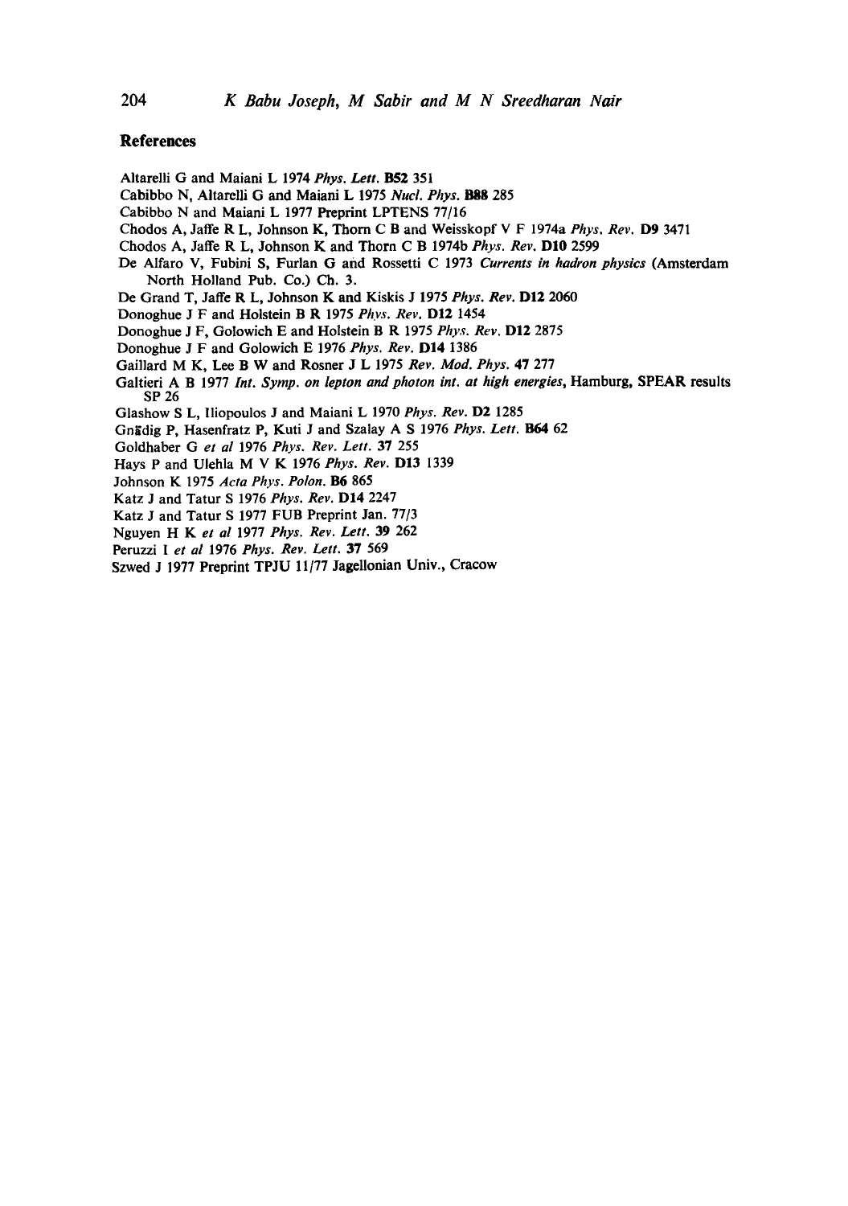## References

Altarelli G and Maiani L 1974 *Phys. Lett.* **B52** 351

Cabibbo N, Altarelli G and Maiani L 1975 *Nucl. Phys.* **B88** 285

Cabibbo N and Maiani L 1977 Preprint LPTENS 77/16

Chodos A, Jaffe R L, Johnson K, Thorn C B and Weisskopf V F 1974a *Phys. Rev.* **D9** 3471

Chodos A, Jaffe R L, Johnson K and Thorn C B 1974b *Phys. Rev.* **D10** 2599

De Alfaro V, Fubini S, Furlan G and Rossetti C 1973 *Currents in hadron physics* (Amsterdam North Holland Pub. Co.) Ch. 3.

De Grand T, Jaffe R L, Johnson K and Kiskis J 1975 *Phys. Rev.* **D12** 2060

Donoghue J F and Holstein B R 1975 *Phys. Rev.* **D12** 1454

Donoghue J F, Golowich E and Holstein B R 1975 *Phys. Rev.* **D12** 2875

Donoghue J F and Golowich E 1976 *Phys. Rev.* **D14** 1386

Gaillard M K, Lee B W and Rosner J L 1975 *Rev. Mod. Phys.* **47** 277

Galtieri A B 1977 *Int. Symp. on lepton and photon int. at high energies*, Hamburg, SPEAR results SP 26

Glashow S L, Iliopoulos J and Maiani L 1970 *Phys. Rev.* **D2** 1285

Gnädig P, Hasenfratz P, Kuti J and Szalay A S 1976 *Phys. Lett.* **B64** 62

Goldhaber G *et al* 1976 *Phys. Rev. Lett.* **37** 255

Hays P and Ulehla M V K 1976 *Phys. Rev.* **D13** 1339

Johnson K 1975 *Acta Phys. Polon.* **B6** 865

Katz J and Tatur S 1976 *Phys. Rev.* **D14** 2247

Katz J and Tatur S 1977 FUB Preprint Jan. 77/3

Nguyen H K *et al* 1977 *Phys. Rev. Lett.* **39** 262

Peruzzi I *et al* 1976 *Phys. Rev. Lett.* **37** 569

Szwed J 1977 Preprint TPJU 11/77 Jagellonian Univ., Cracow